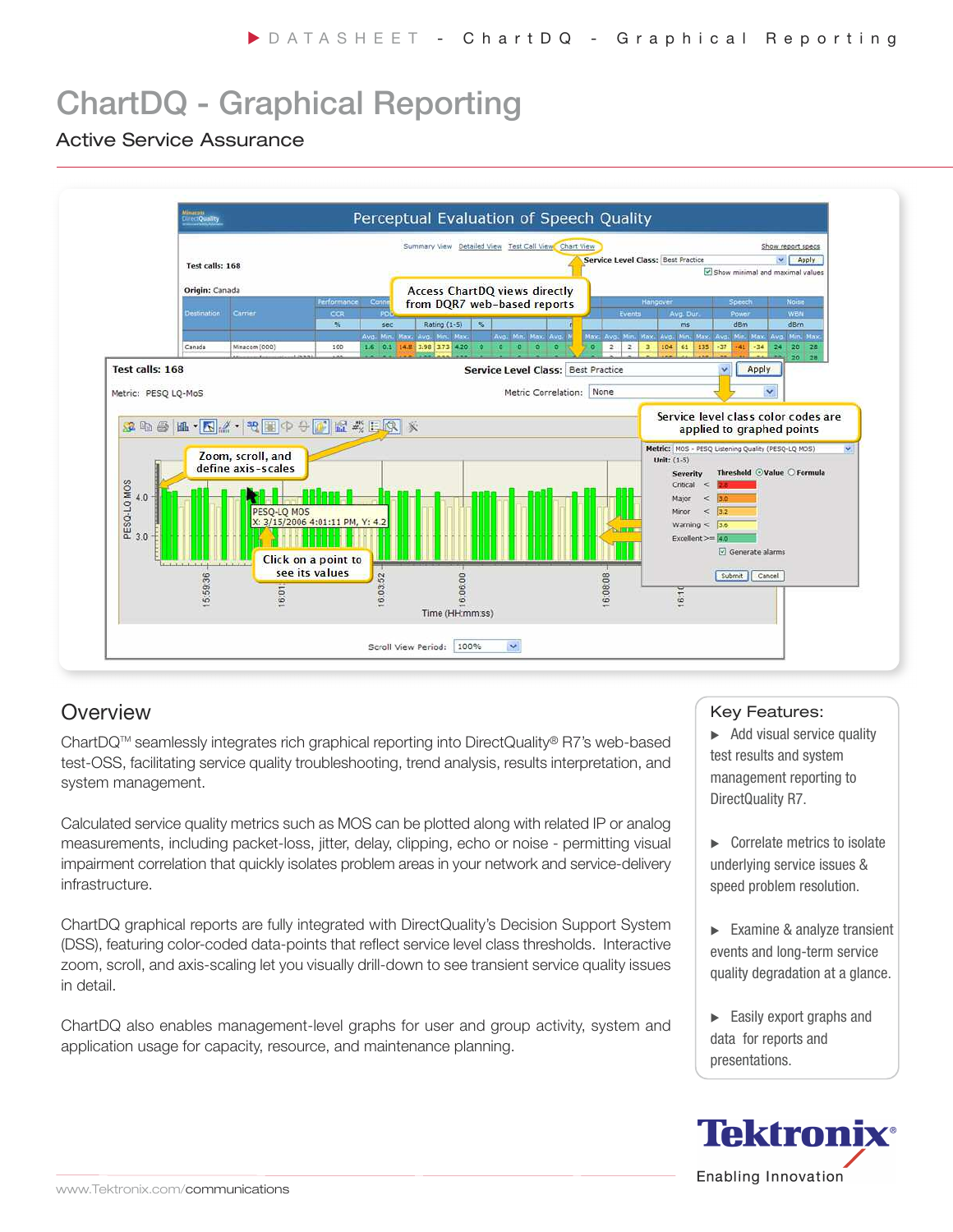# ChartDQ - Graphical Reporting

## Active Service Assurance

## Overview

ChartDQ™ seamlessly integrates rich graphical reporting into DirectQuality® R7's web-based test-OSS, facilitating service quality troubleshooting, trend analysis, results interpretation, and system management.

Calculated service quality metrics such as MOS can be plotted along with related IP or analog measurements, including packet-loss, jitter, delay, clipping, echo or noise - permitting visual impairment correlation that quickly isolates problem areas in your network and service-delivery infrastructure.

ChartDQ graphical reports are fully integrated with DirectQuality's Decision Support System (DSS), featuring color-coded data-points that reflect service level class thresholds. Interactive zoom, scroll, and axis-scaling let you visually drill-down to see transient service quality issues in detail.

ChartDQ also enables management-level graphs for user and group activity, system and application usage for capacity, resource, and maintenance planning.

### Key Features:

- Add visual service quality test results and system management reporting to DirectQuality R7.
- Correlate metrics to isolate underlying service issues & speed problem resolution.
- Examine & analyze transient events and long-term service quality degradation at a glance.
- Easily export graphs and data for reports and presentations.

www.Tektronix.com/communications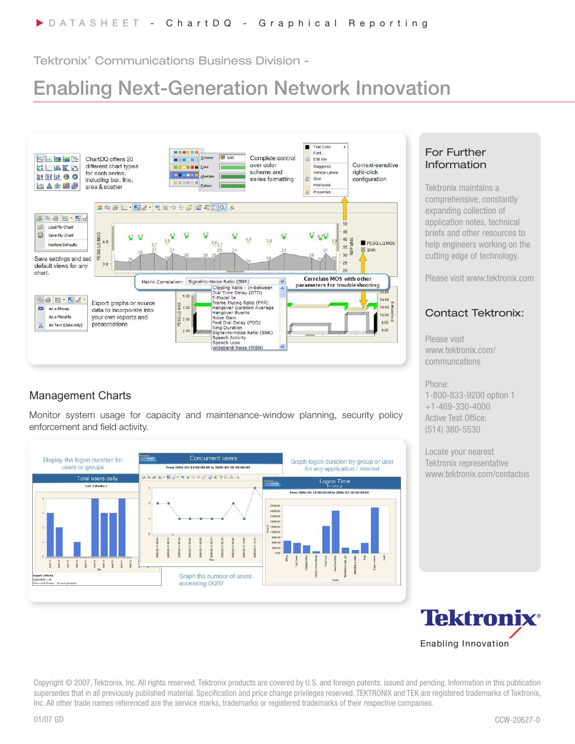DATASHEET - ChartDQ - Graphical Reporting

Tektronix' Communications Business Division -

# Enabling Next-Generation Network Innovation

ChartDQ offers 20 different chart types for each series, including bar, line, area & scatter

Complete control over color scheme and series formatting

Context-sensitive right-click configuration

Save settings and set default views for any chart.

Correlate MOS with other parameters for troubleshooting

Export graphs or source data to incorporate into your own reports and presentations

## Management Charts

Monitor system usage for capacity and maintenance-window planning, security policy enforcement and field activity.

Display the logon duration for users or groups

Graph the number of users accessing DQR7

Graph logon duration by group or user for any application / interval

## For Further Information

Tektronix maintains a comprehensive, constantly expanding collection of application notes, technical briefs and other resources to help engineers working on the cutting edge of technology.

Please visit www.tektronix.com

## Contact Tektronix:

Please visit www.tektronix.com/communcations

Phone:
1-800-833-9200 option 1
+1-469-330-4000
Active Test Office:
(514) 380-5530

Locate your nearest Tektronix representative www.tektronix.com/contactus

Tektronix®
Enabling Innovation

Copyright © 2007, Tektronix, Inc. All rights reserved. Tektronix products are covered by U.S. and foreign patents, issued and pending. Information in this publication supersedes that in all previously published material. Specification and price change privileges reserved. TEKTRONIX and TEK are registered trademarks of Tektronix, Inc. All other trade names referenced are the service marks, trademarks or registered trademarks of their respective companies.

01/07 GD

CCW-20627-0